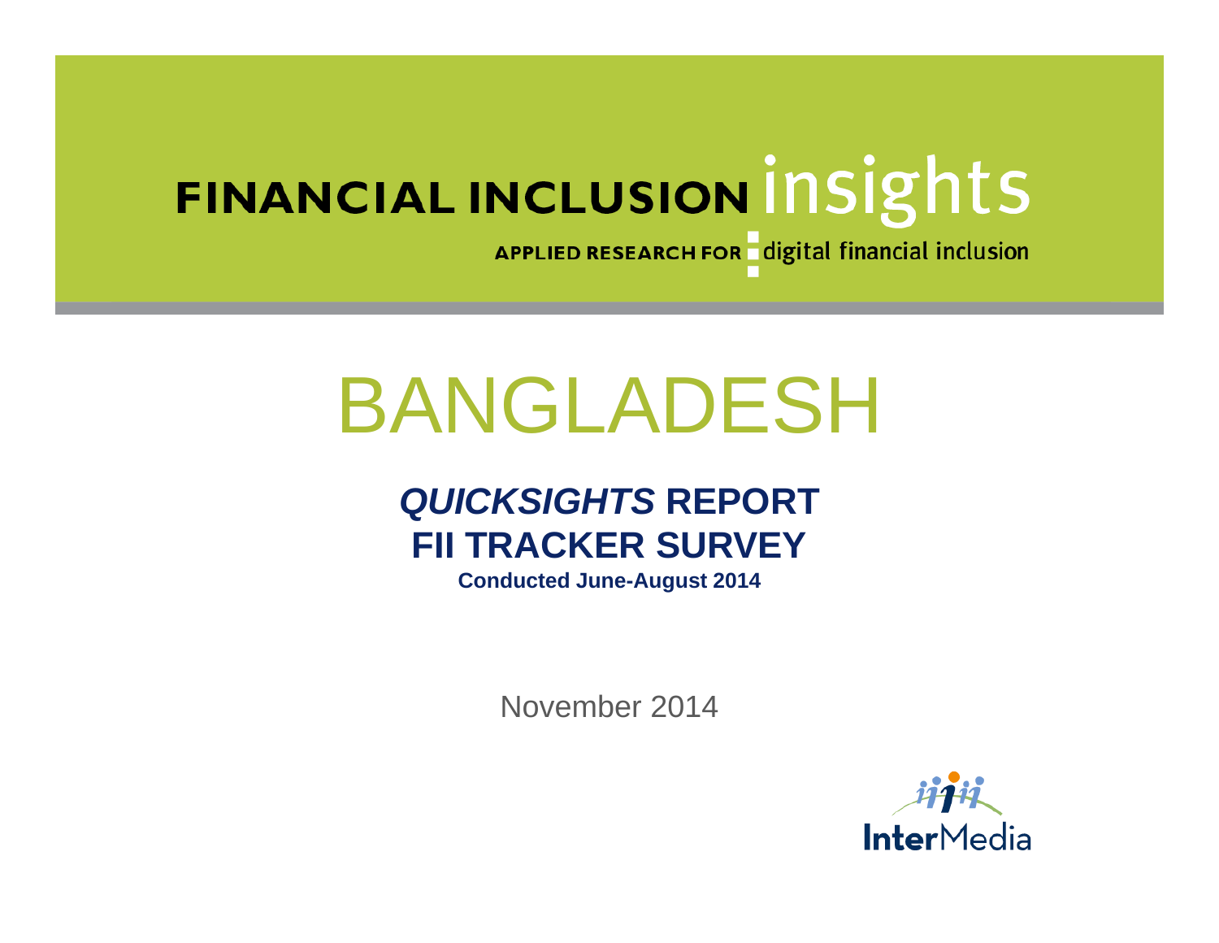FINANCIAL INCLUSION insights

APPLIED RESEARCH FOR digital financial inclusion

# BANGLADESH

## *QUICKSIGHTS* REPORT
## FII TRACKER SURVEY

**Conducted June-August 2014**

November 2014

InterMedia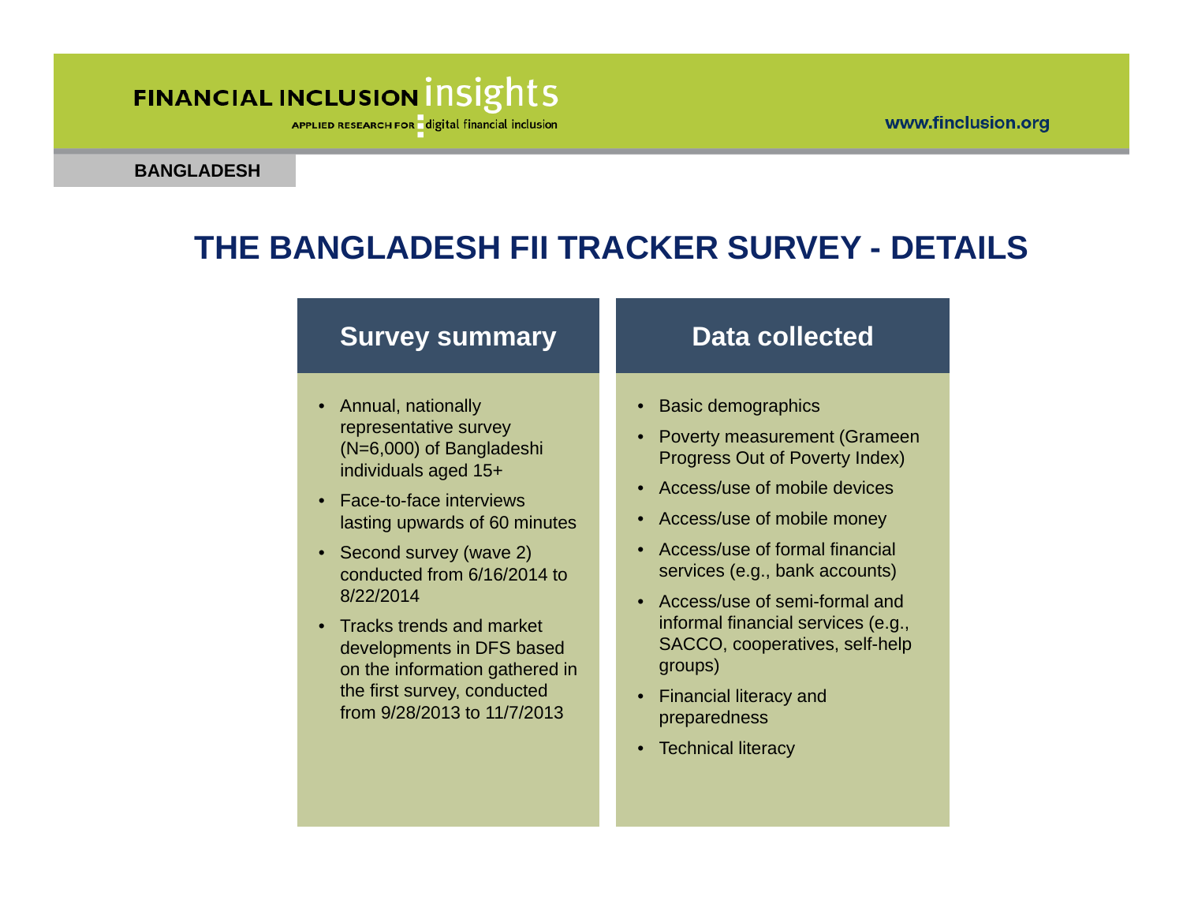BANGLADESH

# THE BANGLADESH FII TRACKER SURVEY - DETAILS

## Survey summary

- Annual, nationally representative survey (N=6,000) of Bangladeshi individuals aged 15+
- Face-to-face interviews lasting upwards of 60 minutes
- Second survey (wave 2) conducted from 6/16/2014 to 8/22/2014
- Tracks trends and market developments in DFS based on the information gathered in the first survey, conducted from 9/28/2013 to 11/7/2013

## Data collected

- Basic demographics
- Poverty measurement (Grameen Progress Out of Poverty Index)
- Access/use of mobile devices
- Access/use of mobile money
- Access/use of formal financial services (e.g., bank accounts)
- Access/use of semi-formal and informal financial services (e.g., SACCO, cooperatives, self-help groups)
- Financial literacy and preparedness
- Technical literacy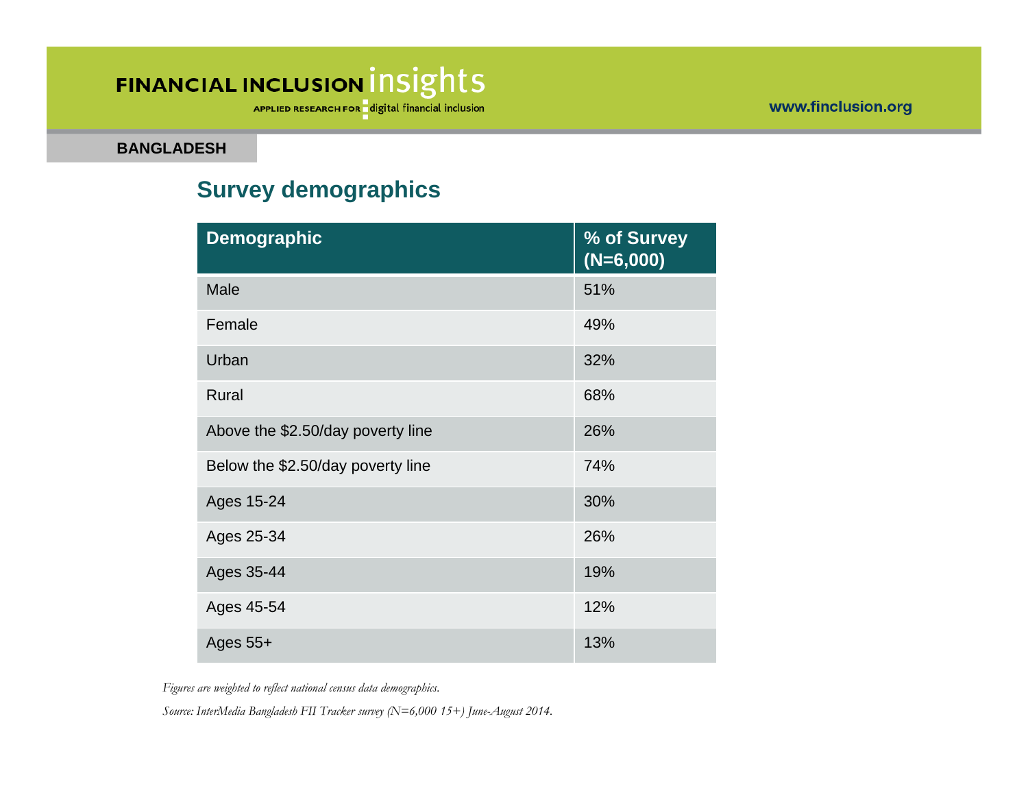**BANGLADESH**

## Survey demographics

| Demographic | % of Survey (N=6,000) |
|---|---|
| Male | 51% |
| Female | 49% |
| Urban | 32% |
| Rural | 68% |
| Above the $2.50/day poverty line | 26% |
| Below the $2.50/day poverty line | 74% |
| Ages 15-24 | 30% |
| Ages 25-34 | 26% |
| Ages 35-44 | 19% |
| Ages 45-54 | 12% |
| Ages 55+ | 13% |

*Figures are weighted to reflect national census data demographics.*

*Source: InterMedia Bangladesh FII Tracker survey (N=6,000 15+) June-August 2014.*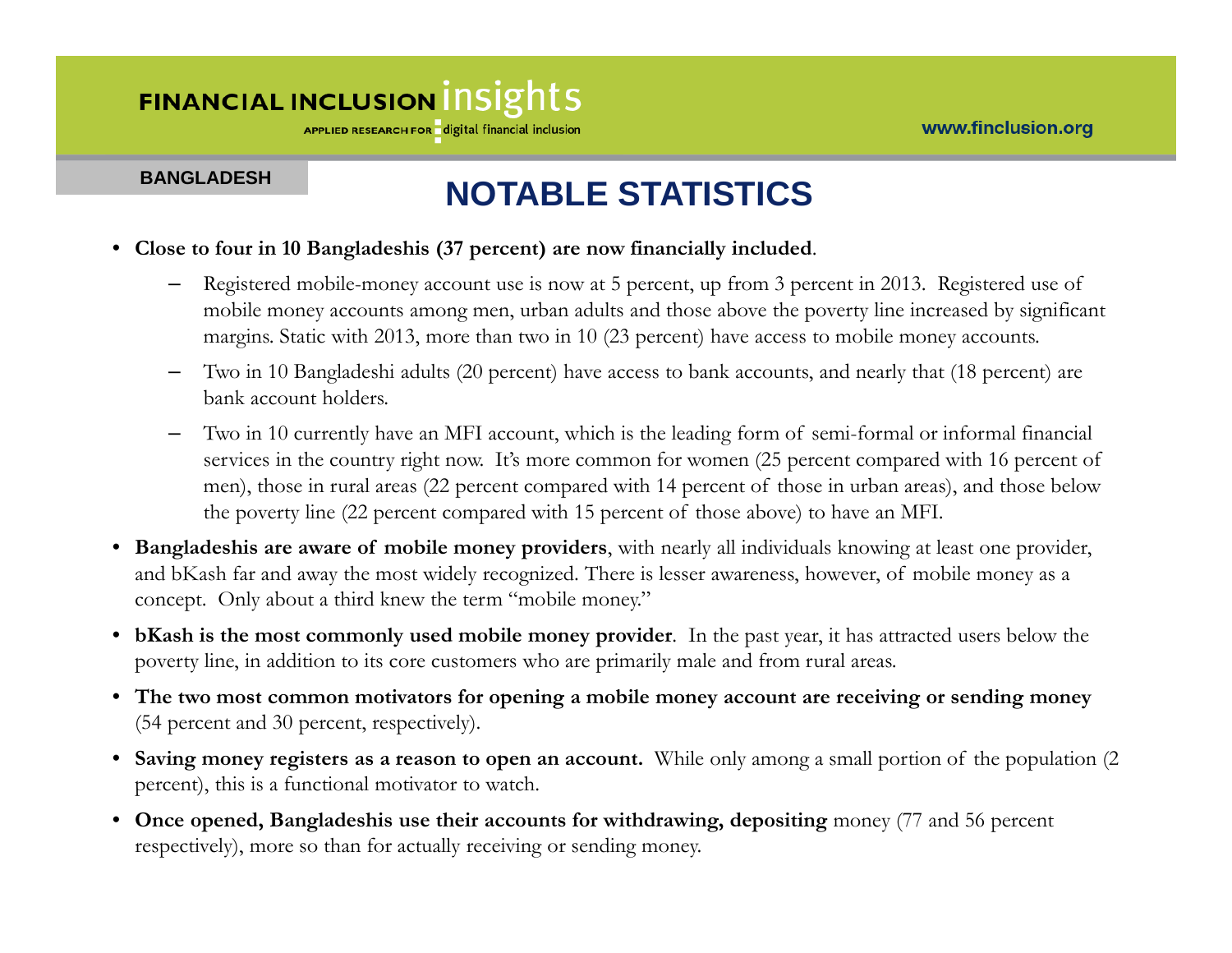BANGLADESH

# NOTABLE STATISTICS

- **Close to four in 10 Bangladeshis (37 percent) are now financially included**.
  - Registered mobile-money account use is now at 5 percent, up from 3 percent in 2013. Registered use of mobile money accounts among men, urban adults and those above the poverty line increased by significant margins. Static with 2013, more than two in 10 (23 percent) have access to mobile money accounts.
  - Two in 10 Bangladeshi adults (20 percent) have access to bank accounts, and nearly that (18 percent) are bank account holders.
  - Two in 10 currently have an MFI account, which is the leading form of semi-formal or informal financial services in the country right now. It's more common for women (25 percent compared with 16 percent of men), those in rural areas (22 percent compared with 14 percent of those in urban areas), and those below the poverty line (22 percent compared with 15 percent of those above) to have an MFI.
- **Bangladeshis are aware of mobile money providers**, with nearly all individuals knowing at least one provider, and bKash far and away the most widely recognized. There is lesser awareness, however, of mobile money as a concept. Only about a third knew the term "mobile money."
- **bKash is the most commonly used mobile money provider**. In the past year, it has attracted users below the poverty line, in addition to its core customers who are primarily male and from rural areas.
- **The two most common motivators for opening a mobile money account are receiving or sending money** (54 percent and 30 percent, respectively).
- **Saving money registers as a reason to open an account.** While only among a small portion of the population (2 percent), this is a functional motivator to watch.
- **Once opened, Bangladeshis use their accounts for withdrawing, depositing** money (77 and 56 percent respectively), more so than for actually receiving or sending money.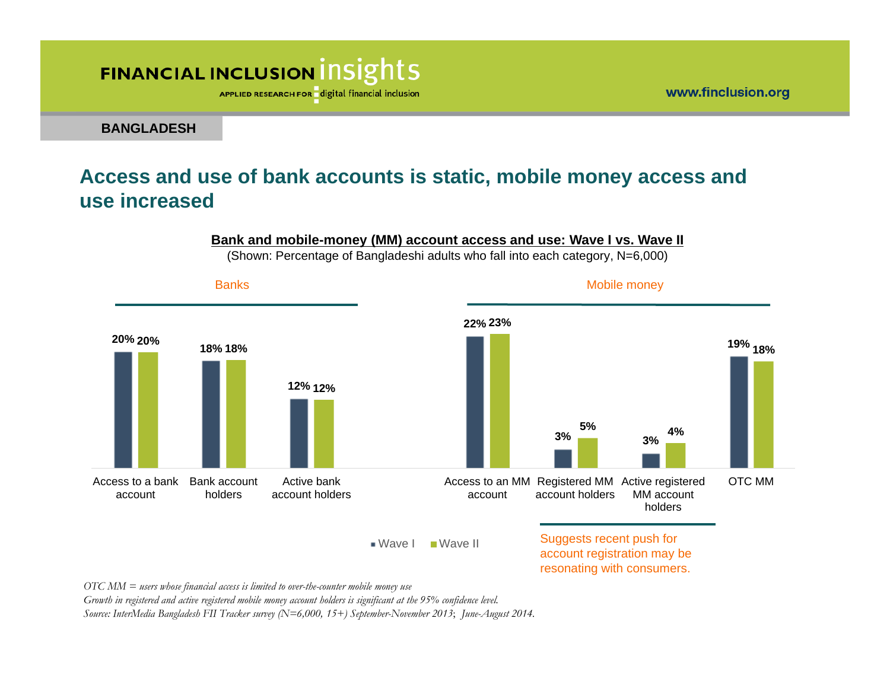**BANGLADESH**

## Access and use of bank accounts is static, mobile money access and use increased

**Bank and mobile-money (MM) account access and use: Wave I vs. Wave II**

(Shown: Percentage of Bangladeshi adults who fall into each category, N=6,000)

| | Category | Wave I | Wave II |
|---|---|---|---|
| Banks | Access to a bank account | 20% | 20% |
| | Bank account holders | 18% | 18% |
| | Active bank account holders | 12% | 12% |
| Mobile money | Access to an MM account | 22% | 23% |
| | Registered MM account holders | 3% | 5% |
| | Active registered MM account holders | 3% | 4% |
| | OTC MM | 19% | 18% |

Suggests recent push for account registration may be resonating with consumers.

*OTC MM = users whose financial access is limited to over-the-counter mobile money use*

*Growth in registered and active registered mobile money account holders is significant at the 95% confidence level.*

*Source: InterMedia Bangladesh FII Tracker survey (N=6,000, 15+) September-November 2013; June-August 2014.*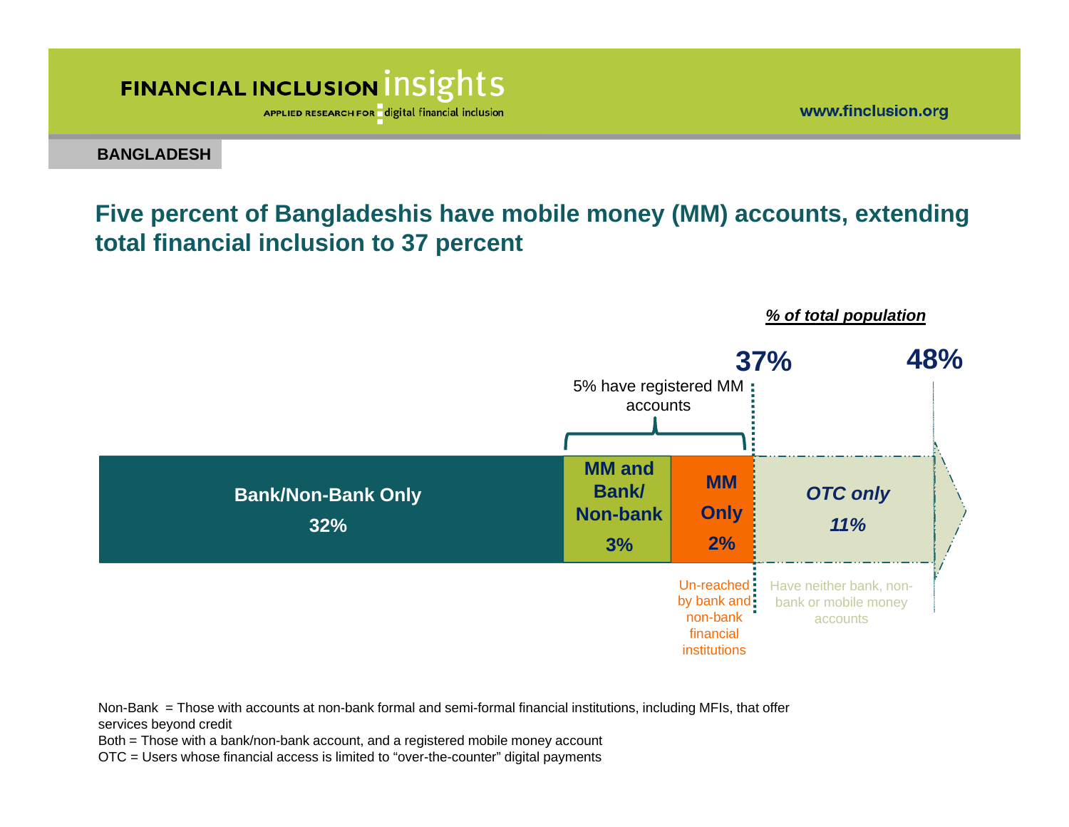**BANGLADESH**

## Five percent of Bangladeshis have mobile money (MM) accounts, extending total financial inclusion to 37 percent

*% of total population*

**37%** **48%**

5% have registered MM accounts

| Bank/Non-Bank Only | MM and Bank/ Non-bank | MM Only | *OTC only* |
|---|---|---|---|
| 32% | 3% | 2% | *11%* |

Un-reached by bank and non-bank financial institutions

Have neither bank, non-bank or mobile money accounts

Non-Bank = Those with accounts at non-bank formal and semi-formal financial institutions, including MFIs, that offer services beyond credit

Both = Those with a bank/non-bank account, and a registered mobile money account

OTC = Users whose financial access is limited to "over-the-counter" digital payments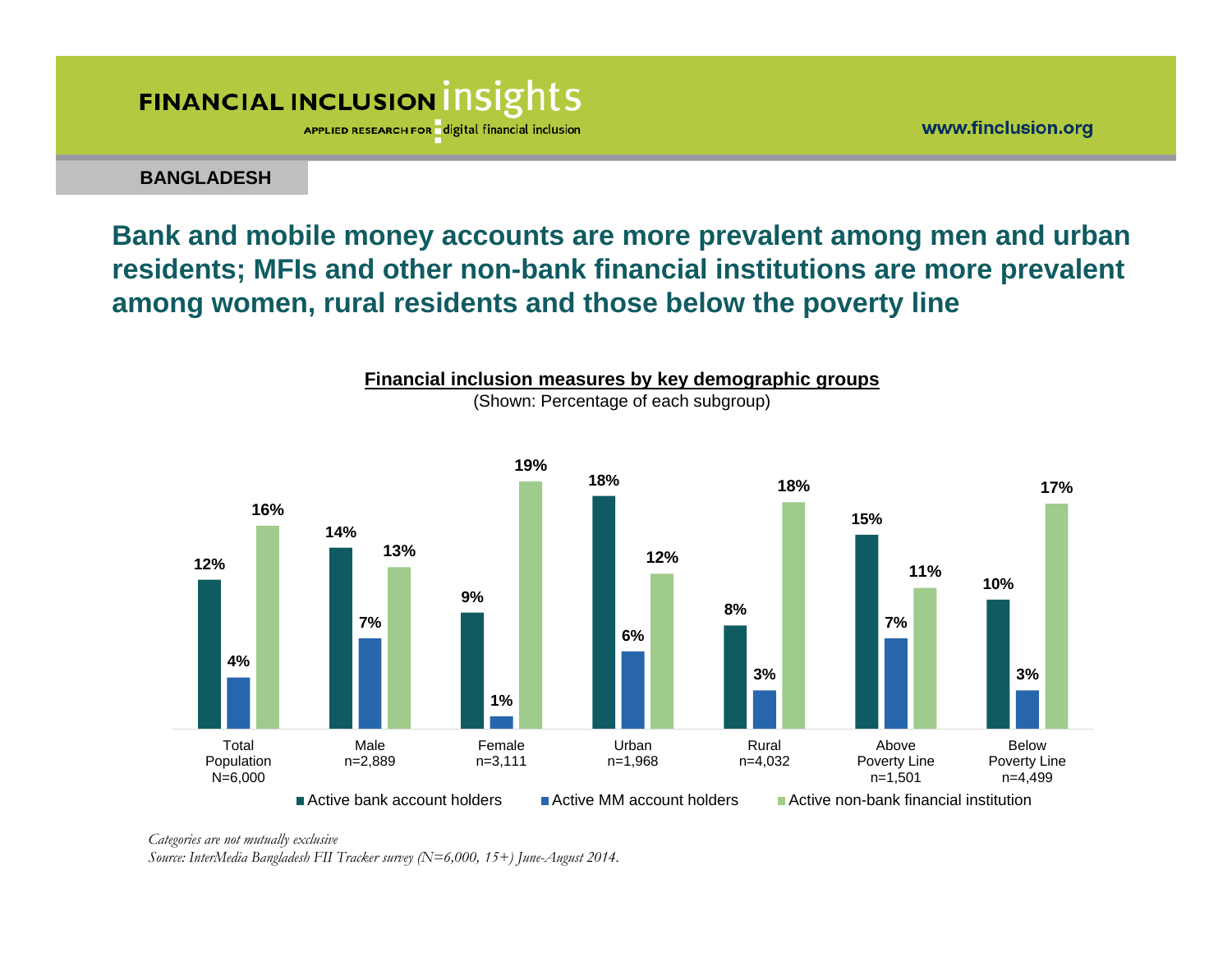BANGLADESH

## Bank and mobile money accounts are more prevalent among men and urban residents; MFIs and other non-bank financial institutions are more prevalent among women, rural residents and those below the poverty line

**Financial inclusion measures by key demographic groups**

(Shown: Percentage of each subgroup)

| | Total Population N=6,000 | Male n=2,889 | Female n=3,111 | Urban n=1,968 | Rural n=4,032 | Above Poverty Line n=1,501 | Below Poverty Line n=4,499 |
|---|---|---|---|---|---|---|---|
| Active bank account holders | 12% | 14% | 9% | 18% | 8% | 15% | 10% |
| Active MM account holders | 4% | 7% | 1% | 6% | 3% | 7% | 3% |
| Active non-bank financial institution | 16% | 13% | 19% | 12% | 18% | 11% | 17% |

*Categories are not mutually exclusive*

*Source: InterMedia Bangladesh FII Tracker survey (N=6,000, 15+) June-August 2014.*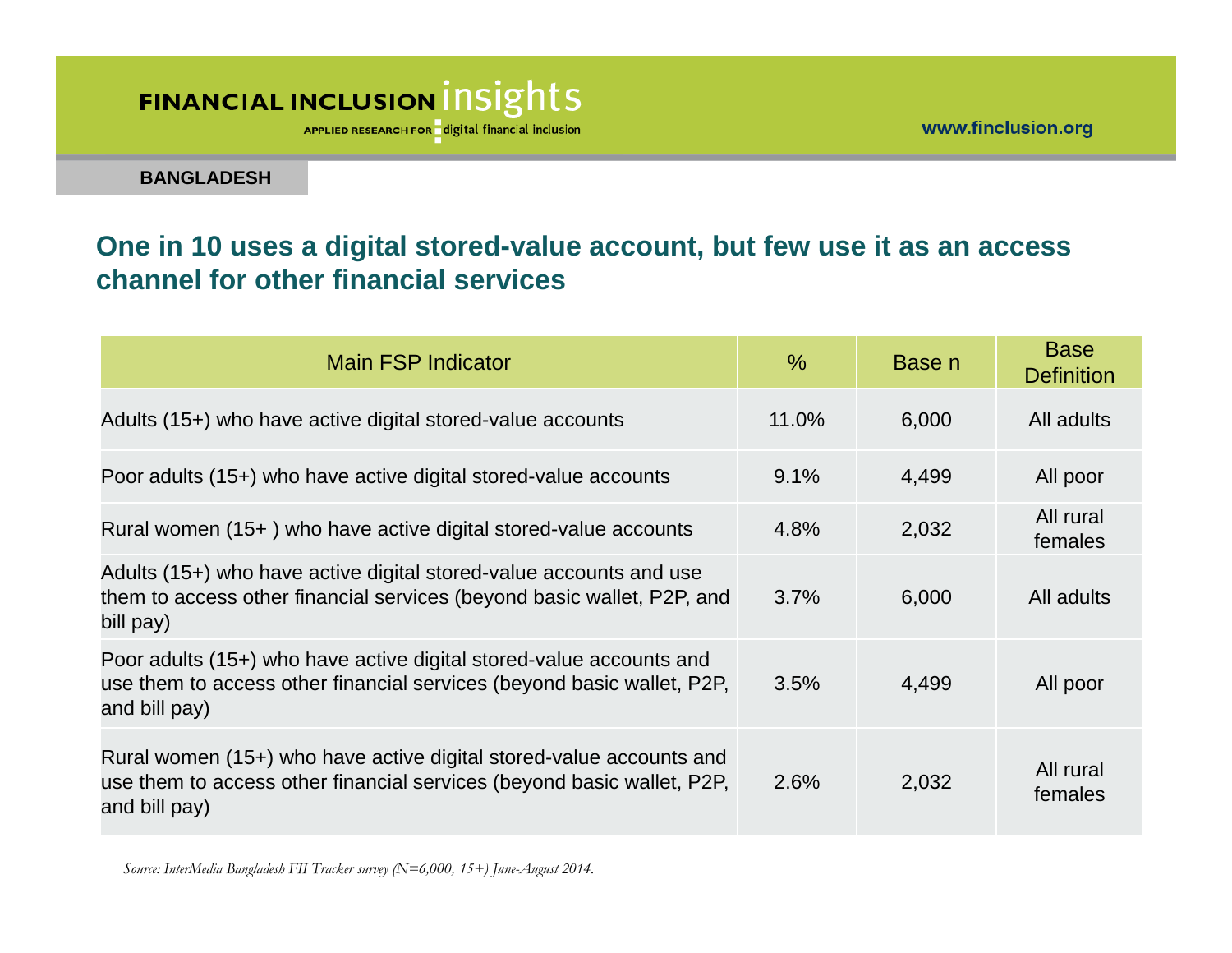BANGLADESH

## One in 10 uses a digital stored-value account, but few use it as an access channel for other financial services

| Main FSP Indicator | % | Base n | Base Definition |
|---|---|---|---|
| Adults (15+) who have active digital stored-value accounts | 11.0% | 6,000 | All adults |
| Poor adults (15+) who have active digital stored-value accounts | 9.1% | 4,499 | All poor |
| Rural women (15+ ) who have active digital stored-value accounts | 4.8% | 2,032 | All rural females |
| Adults (15+) who have active digital stored-value accounts and use them to access other financial services (beyond basic wallet, P2P, and bill pay) | 3.7% | 6,000 | All adults |
| Poor adults (15+) who have active digital stored-value accounts and use them to access other financial services (beyond basic wallet, P2P, and bill pay) | 3.5% | 4,499 | All poor |
| Rural women (15+) who have active digital stored-value accounts and use them to access other financial services (beyond basic wallet, P2P, and bill pay) | 2.6% | 2,032 | All rural females |

*Source: InterMedia Bangladesh FII Tracker survey (N=6,000, 15+) June-August 2014.*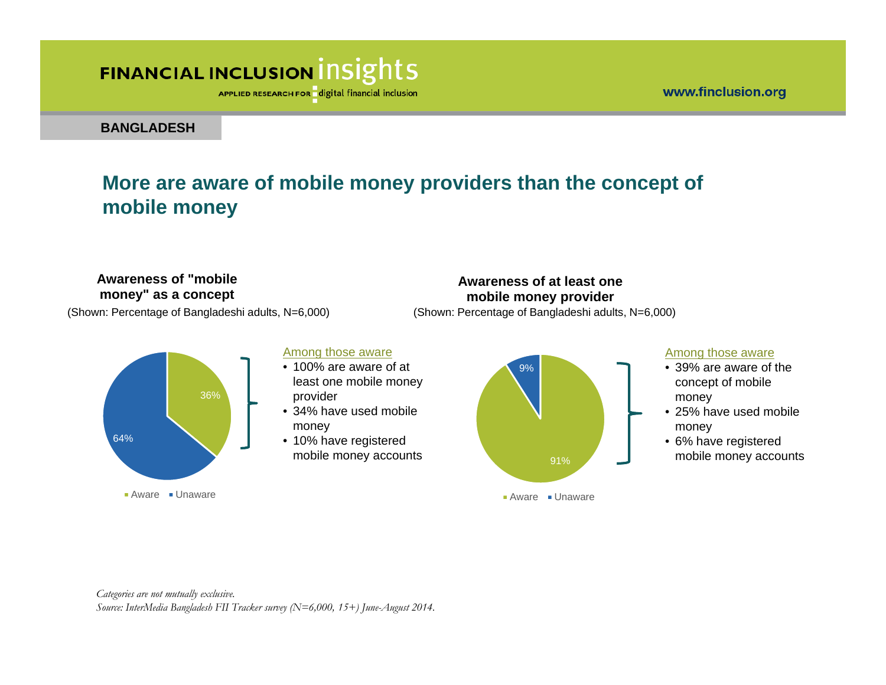**BANGLADESH**

## More are aware of mobile money providers than the concept of mobile money

### Awareness of "mobile money" as a concept

(Shown: Percentage of Bangladeshi adults, N=6,000)

- Aware: 36%
- Unaware: 64%

Among those aware

- 100% are aware of at least one mobile money provider
- 34% have used mobile money
- 10% have registered mobile money accounts

### Awareness of at least one mobile money provider

(Shown: Percentage of Bangladeshi adults, N=6,000)

- Aware: 91%
- Unaware: 9%

Among those aware

- 39% are aware of the concept of mobile money
- 25% have used mobile money
- 6% have registered mobile money accounts

*Categories are not mutually exclusive.*
*Source: InterMedia Bangladesh FII Tracker survey (N=6,000, 15+) June-August 2014.*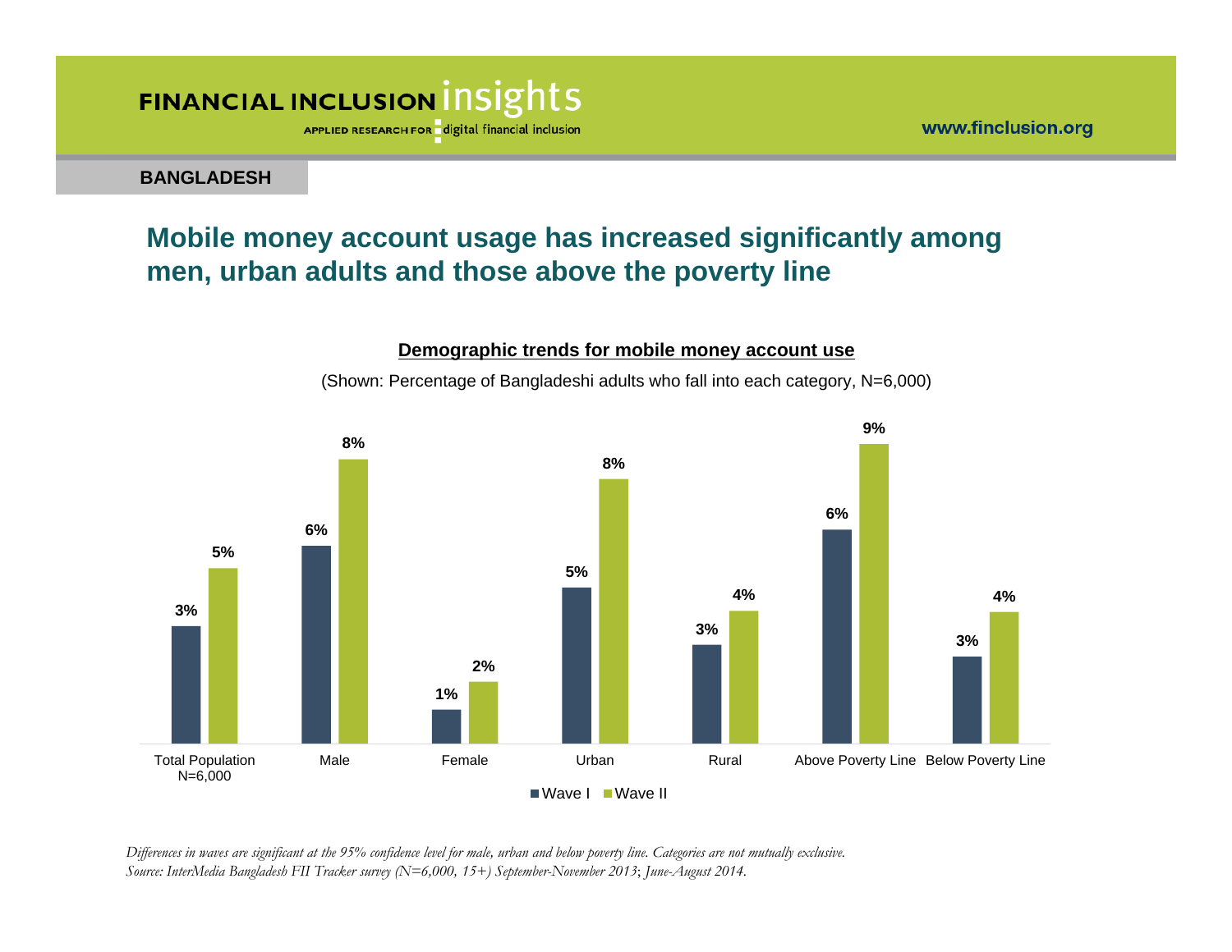BANGLADESH

## Mobile money account usage has increased significantly among men, urban adults and those above the poverty line

**Demographic trends for mobile money account use**

(Shown: Percentage of Bangladeshi adults who fall into each category, N=6,000)

| | Wave I | Wave II |
|---|---|---|
| Total Population N=6,000 | 3% | 5% |
| Male | 6% | 8% |
| Female | 1% | 2% |
| Urban | 5% | 8% |
| Rural | 3% | 4% |
| Above Poverty Line | 6% | 9% |
| Below Poverty Line | 3% | 4% |

*Differences in waves are significant at the 95% confidence level for male, urban and below poverty line. Categories are not mutually exclusive.*
*Source: InterMedia Bangladesh FII Tracker survey (N=6,000, 15+) September-November 2013; June-August 2014.*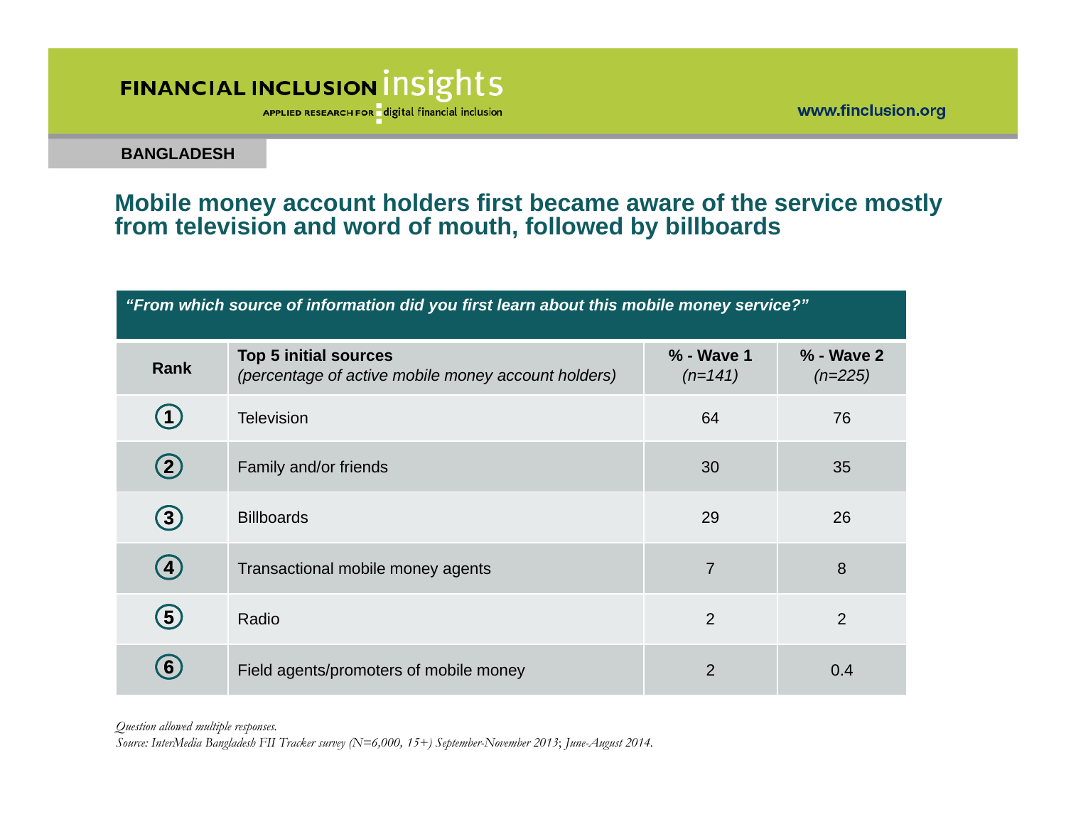**BANGLADESH**

## Mobile money account holders first became aware of the service mostly from television and word of mouth, followed by billboards

***"From which source of information did you first learn about this mobile money service?"***

| Rank | **Top 5 initial sources** *(percentage of active mobile money account holders)* | **% - Wave 1** *(n=141)* | **% - Wave 2** *(n=225)* |
|---|---|---|---|
| 1 | Television | 64 | 76 |
| 2 | Family and/or friends | 30 | 35 |
| 3 | Billboards | 29 | 26 |
| 4 | Transactional mobile money agents | 7 | 8 |
| 5 | Radio | 2 | 2 |
| 6 | Field agents/promoters of mobile money | 2 | 0.4 |

*Question allowed multiple responses.*

*Source: InterMedia Bangladesh FII Tracker survey (N=6,000, 15+) September-November 2013; June-August 2014.*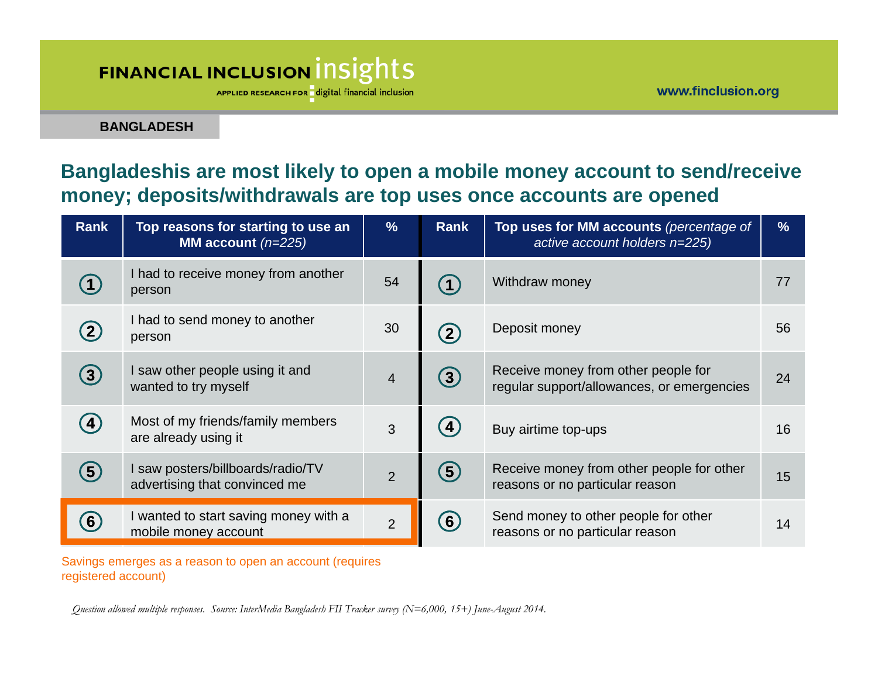**BANGLADESH**

## Bangladeshis are most likely to open a mobile money account to send/receive money; deposits/withdrawals are top uses once accounts are opened

| Rank | Top reasons for starting to use an MM account *(n=225)* | % | Rank | Top uses for MM accounts *(percentage of active account holders n=225)* | % |
|---|---|---|---|---|---|
| 1 | I had to receive money from another person | 54 | 1 | Withdraw money | 77 |
| 2 | I had to send money to another person | 30 | 2 | Deposit money | 56 |
| 3 | I saw other people using it and wanted to try myself | 4 | 3 | Receive money from other people for regular support/allowances, or emergencies | 24 |
| 4 | Most of my friends/family members are already using it | 3 | 4 | Buy airtime top-ups | 16 |
| 5 | I saw posters/billboards/radio/TV advertising that convinced me | 2 | 5 | Receive money from other people for other reasons or no particular reason | 15 |
| 6 | I wanted to start saving money with a mobile money account | 2 | 6 | Send money to other people for other reasons or no particular reason | 14 |

Savings emerges as a reason to open an account (requires registered account)

*Question allowed multiple responses. Source: InterMedia Bangladesh FII Tracker survey (N=6,000, 15+) June-August 2014.*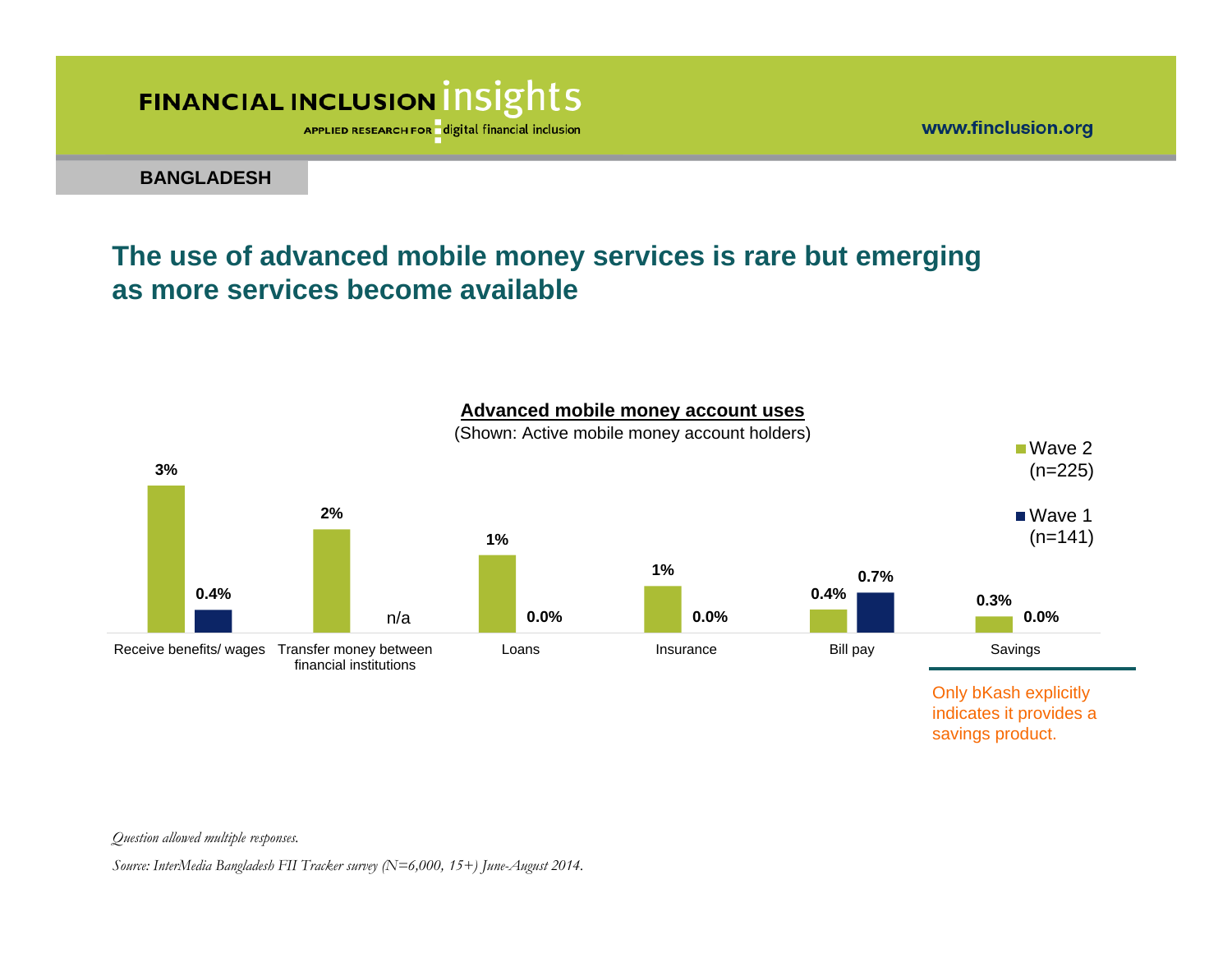BANGLADESH

## The use of advanced mobile money services is rare but emerging as more services become available

**Advanced mobile money account uses**

(Shown: Active mobile money account holders)

| | Wave 2 (n=225) | Wave 1 (n=141) |
|---|---|---|
| Receive benefits/ wages | 3% | 0.4% |
| Transfer money between financial institutions | 2% | n/a |
| Loans | 1% | 0.0% |
| Insurance | 1% | 0.0% |
| Bill pay | 0.4% | 0.7% |
| Savings | 0.3% | 0.0% |

Only bKash explicitly indicates it provides a savings product.

*Question allowed multiple responses.*

*Source: InterMedia Bangladesh FII Tracker survey (N=6,000, 15+) June-August 2014.*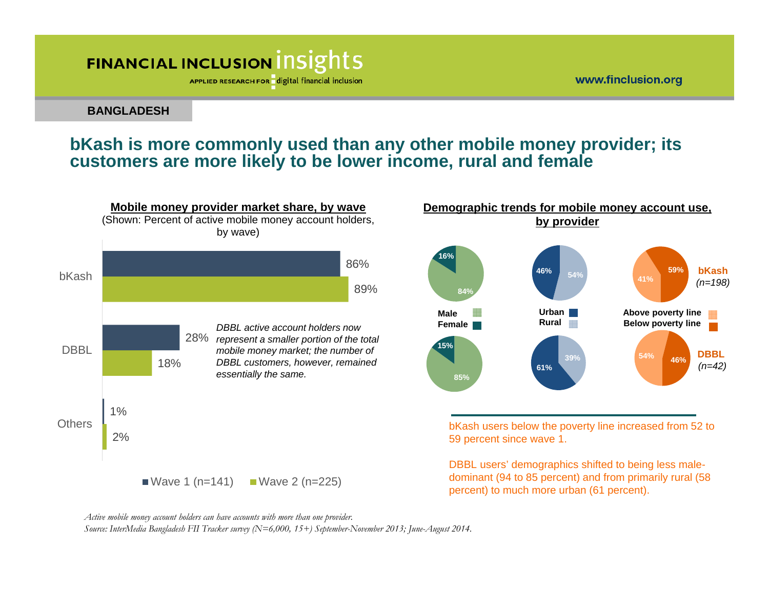BANGLADESH

## bKash is more commonly used than any other mobile money provider; its customers are more likely to be lower income, rural and female

### Mobile money provider market share, by wave

(Shown: Percent of active mobile money account holders, by wave)

| Provider | Wave 1 (n=141) | Wave 2 (n=225) |
|---|---|---|
| bKash | 86% | 89% |
| DBBL | 28% | 18% |
| Others | 1% | 2% |

*DBBL active account holders now represent a smaller portion of the total mobile money market; the number of DBBL customers, however, remained essentially the same.*

### Demographic trends for mobile money account use, by provider

| Provider | Male | Female | Urban | Rural | Above poverty line | Below poverty line |
|---|---|---|---|---|---|---|
| bKash (n=198) | 84% | 16% | 46% | 54% | 41% | 59% |
| DBBL (n=42) | 85% | 15% | 61% | 39% | 54% | 46% |

bKash users below the poverty line increased from 52 to 59 percent since wave 1.

DBBL users' demographics shifted to being less male-dominant (94 to 85 percent) and from primarily rural (58 percent) to much more urban (61 percent).

*Active mobile money account holders can have accounts with more than one provider.*

*Source: InterMedia Bangladesh FII Tracker survey (N=6,000, 15+) September-November 2013; June-August 2014.*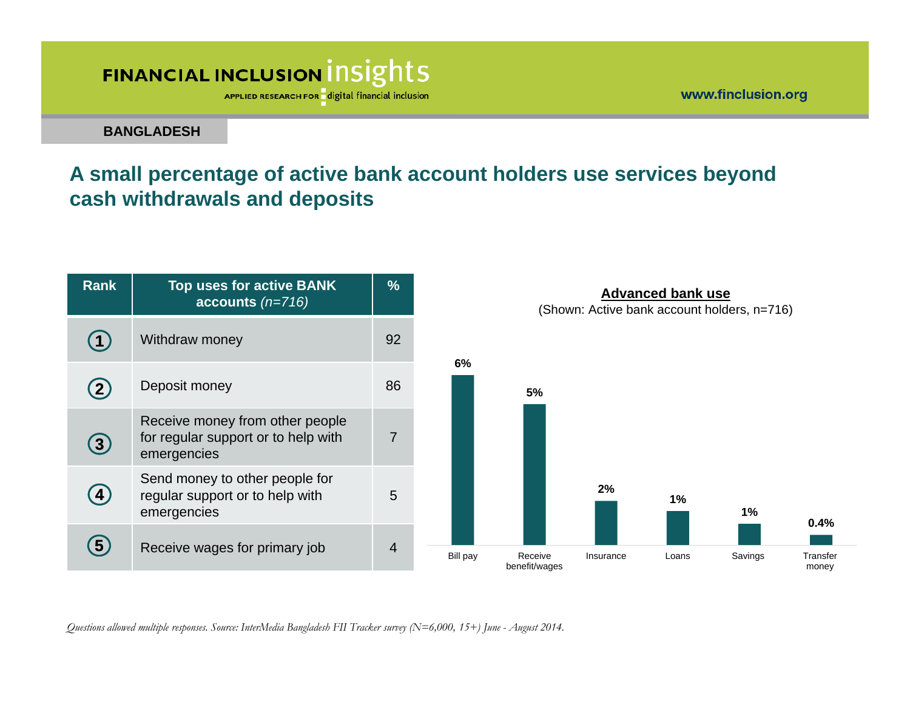**BANGLADESH**

## A small percentage of active bank account holders use services beyond cash withdrawals and deposits

| Rank | Top uses for active BANK accounts *(n=716)* | % |
|---|---|---|
| 1 | Withdraw money | 92 |
| 2 | Deposit money | 86 |
| 3 | Receive money from other people for regular support or to help with emergencies | 7 |
| 4 | Send money to other people for regular support or to help with emergencies | 5 |
| 5 | Receive wages for primary job | 4 |

**Advanced bank use**
(Shown: Active bank account holders, n=716)

| Use | % |
|---|---|
| Bill pay | 6% |
| Receive benefit/wages | 5% |
| Insurance | 2% |
| Loans | 1% |
| Savings | 1% |
| Transfer money | 0.4% |

*Questions allowed multiple responses. Source: InterMedia Bangladesh FII Tracker survey (N=6,000, 15+) June - August 2014.*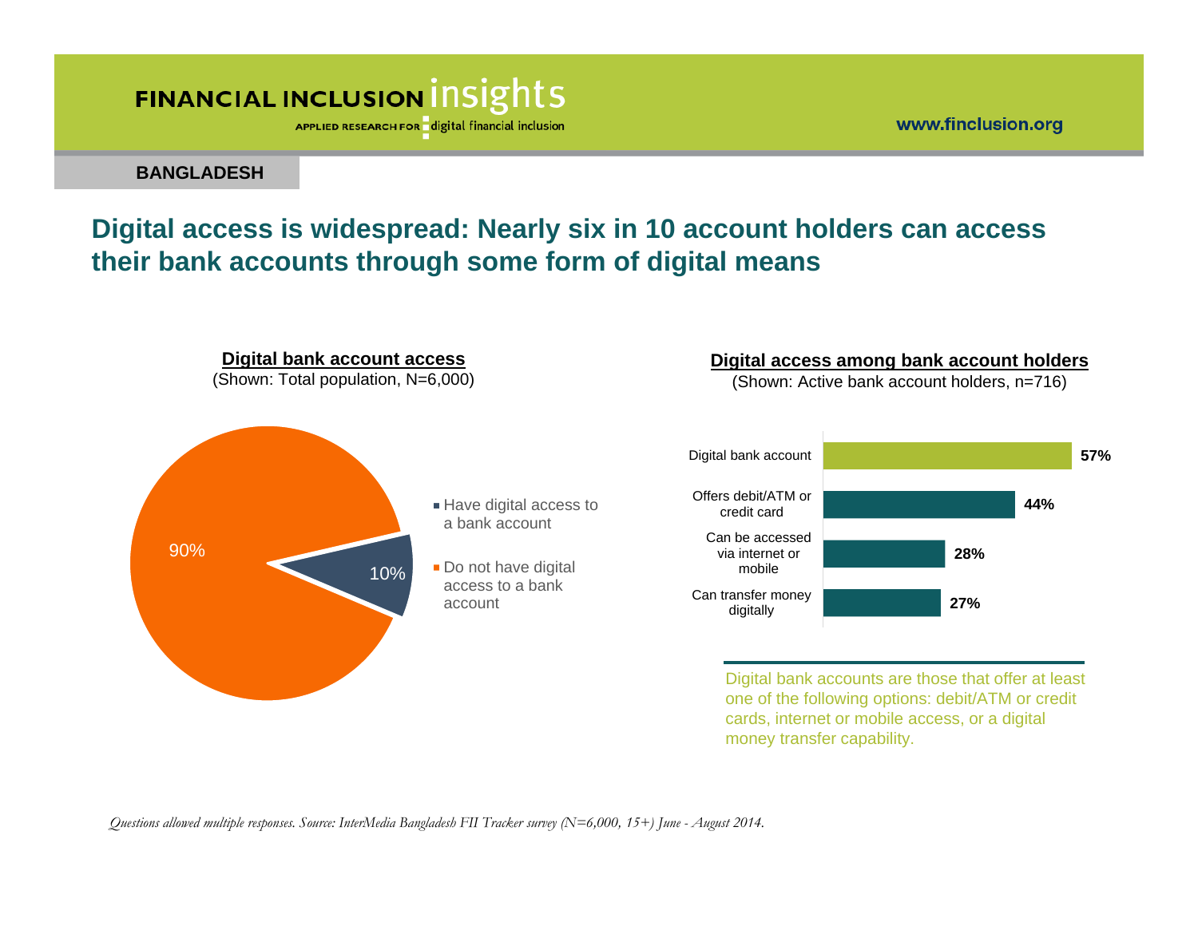**BANGLADESH**

## Digital access is widespread: Nearly six in 10 account holders can access their bank accounts through some form of digital means

**Digital bank account access**
(Shown: Total population, N=6,000)

| Category | % |
|---|---|
| Have digital access to a bank account | 10% |
| Do not have digital access to a bank account | 90% |

**Digital access among bank account holders**
(Shown: Active bank account holders, n=716)

| Category | % |
|---|---|
| Digital bank account | 57% |
| Offers debit/ATM or credit card | 44% |
| Can be accessed via internet or mobile | 28% |
| Can transfer money digitally | 27% |

Digital bank accounts are those that offer at least one of the following options: debit/ATM or credit cards, internet or mobile access, or a digital money transfer capability.

*Questions allowed multiple responses. Source: InterMedia Bangladesh FII Tracker survey (N=6,000, 15+) June - August 2014.*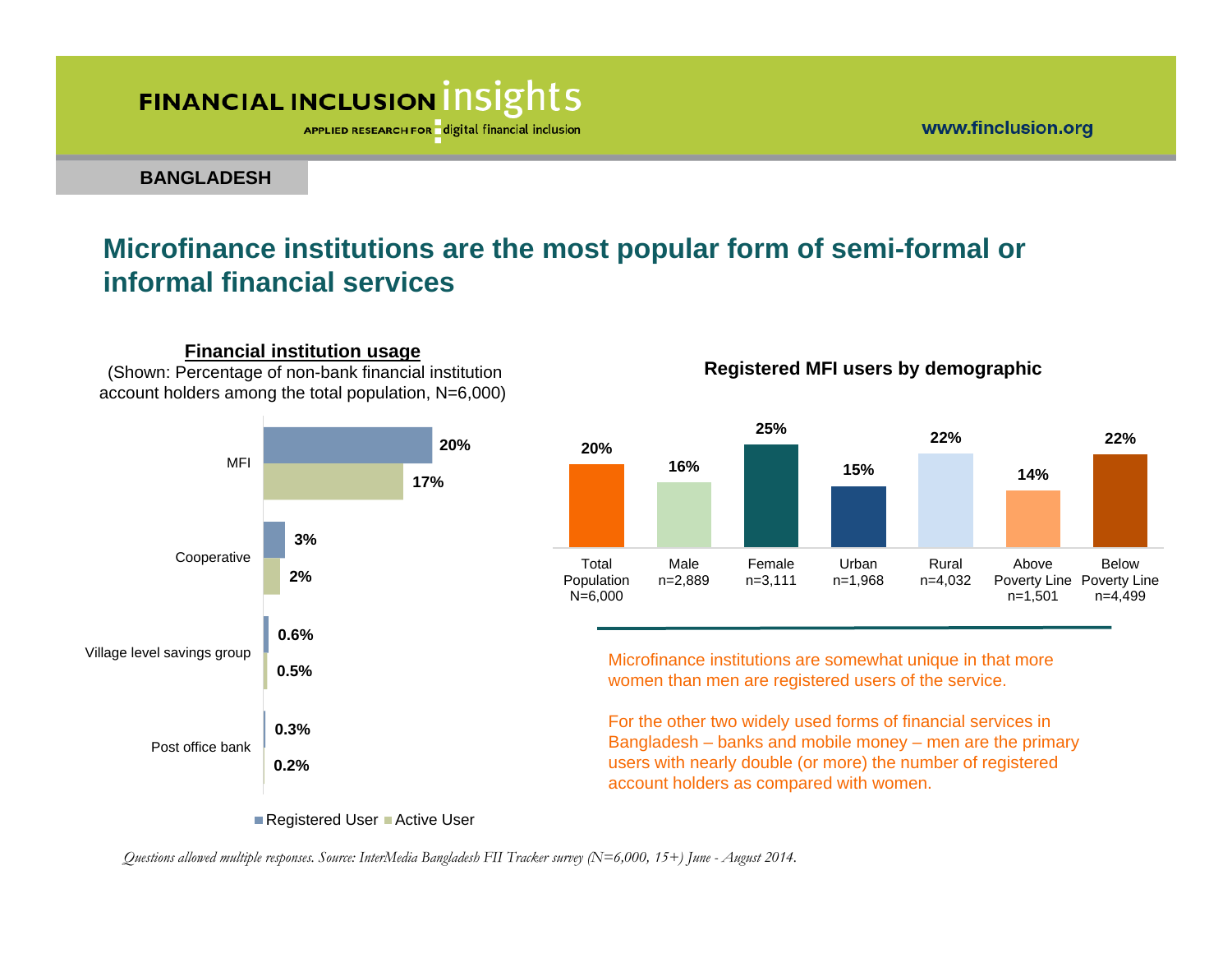BANGLADESH

# Microfinance institutions are the most popular form of semi-formal or informal financial services

**Financial institution usage**

(Shown: Percentage of non-bank financial institution account holders among the total population, N=6,000)

| | Registered User | Active User |
|---|---|---|
| MFI | 20% | 17% |
| Cooperative | 3% | 2% |
| Village level savings group | 0.6% | 0.5% |
| Post office bank | 0.3% | 0.2% |

**Registered MFI users by demographic**

| Total Population N=6,000 | Male n=2,889 | Female n=3,111 | Urban n=1,968 | Rural n=4,032 | Above Poverty Line n=1,501 | Below Poverty Line n=4,499 |
|---|---|---|---|---|---|---|
| 20% | 16% | 25% | 15% | 22% | 14% | 22% |

Microfinance institutions are somewhat unique in that more women than men are registered users of the service.

For the other two widely used forms of financial services in Bangladesh – banks and mobile money – men are the primary users with nearly double (or more) the number of registered account holders as compared with women.

*Questions allowed multiple responses. Source: InterMedia Bangladesh FII Tracker survey (N=6,000, 15+) June - August 2014.*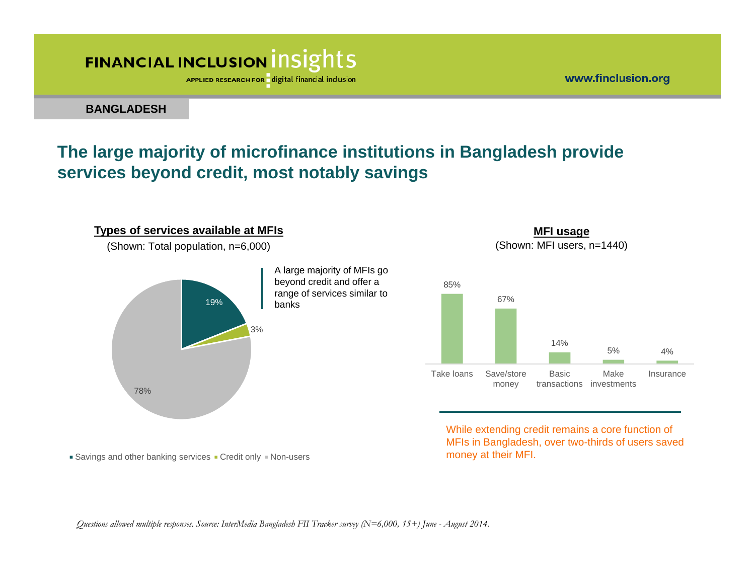# The large majority of microfinance institutions in Bangladesh provide services beyond credit, most notably savings

**Types of services available at MFIs**

(Shown: Total population, n=6,000)

| Category | Percentage |
|---|---|
| Savings and other banking services | 19% |
| Credit only | 3% |
| Non-users | 78% |

A large majority of MFIs go beyond credit and offer a range of services similar to banks

**MFI usage**

(Shown: MFI users, n=1440)

| Usage | Percentage |
|---|---|
| Take loans | 85% |
| Save/store money | 67% |
| Basic transactions | 14% |
| Make investments | 5% |
| Insurance | 4% |

While extending credit remains a core function of MFIs in Bangladesh, over two-thirds of users saved money at their MFI.

*Questions allowed multiple responses. Source: InterMedia Bangladesh FII Tracker survey (N=6,000, 15+) June - August 2014.*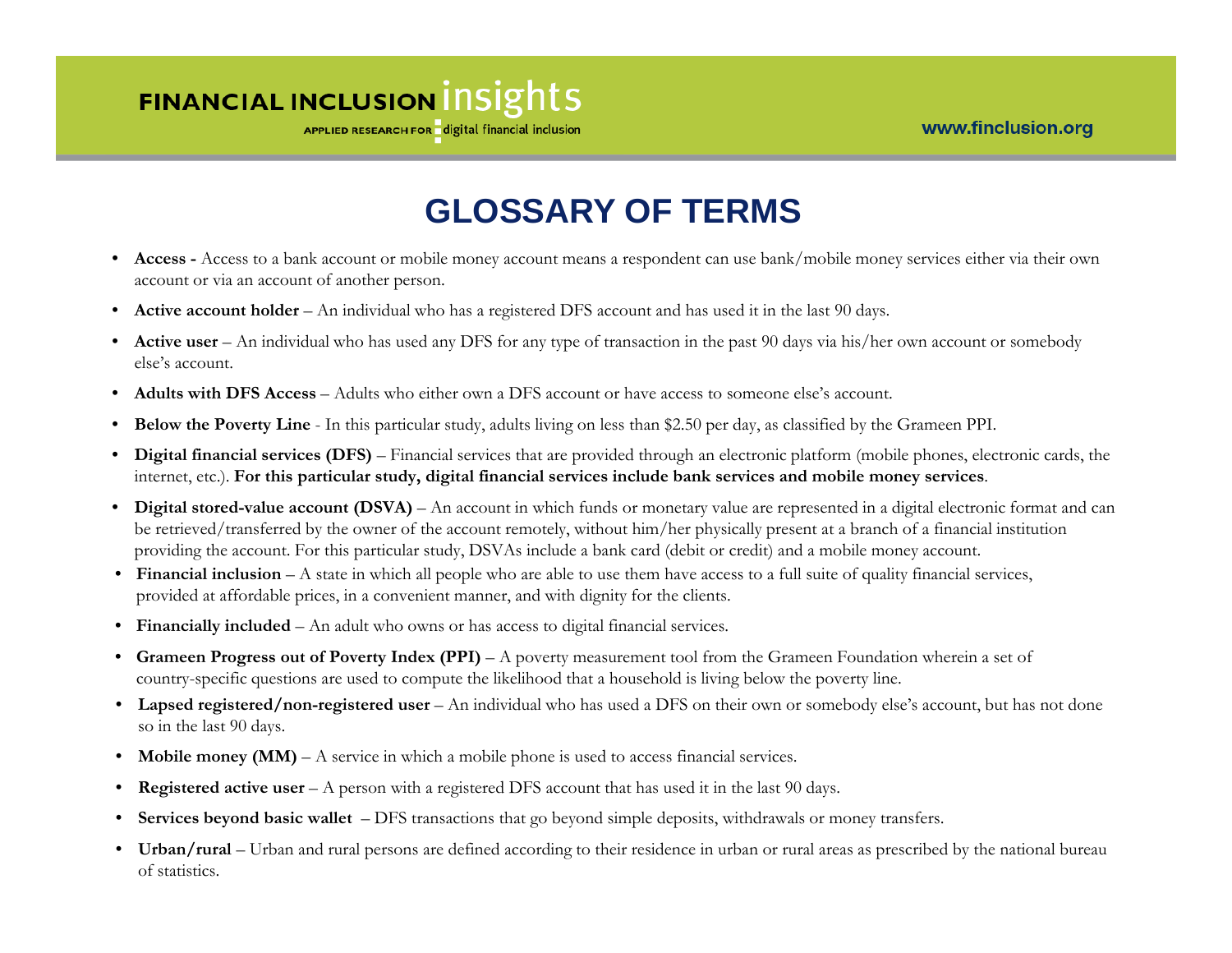# GLOSSARY OF TERMS

- **Access -** Access to a bank account or mobile money account means a respondent can use bank/mobile money services either via their own account or via an account of another person.
- **Active account holder** – An individual who has a registered DFS account and has used it in the last 90 days.
- **Active user** – An individual who has used any DFS for any type of transaction in the past 90 days via his/her own account or somebody else's account.
- **Adults with DFS Access** – Adults who either own a DFS account or have access to someone else's account.
- **Below the Poverty Line** - In this particular study, adults living on less than $2.50 per day, as classified by the Grameen PPI.
- **Digital financial services (DFS)** – Financial services that are provided through an electronic platform (mobile phones, electronic cards, the internet, etc.). **For this particular study, digital financial services include bank services and mobile money services**.
- **Digital stored-value account (DSVA)** – An account in which funds or monetary value are represented in a digital electronic format and can be retrieved/transferred by the owner of the account remotely, without him/her physically present at a branch of a financial institution providing the account. For this particular study, DSVAs include a bank card (debit or credit) and a mobile money account.
- **Financial inclusion** – A state in which all people who are able to use them have access to a full suite of quality financial services, provided at affordable prices, in a convenient manner, and with dignity for the clients.
- **Financially included** – An adult who owns or has access to digital financial services.
- **Grameen Progress out of Poverty Index (PPI)** – A poverty measurement tool from the Grameen Foundation wherein a set of country-specific questions are used to compute the likelihood that a household is living below the poverty line.
- **Lapsed registered/non-registered user** – An individual who has used a DFS on their own or somebody else's account, but has not done so in the last 90 days.
- **Mobile money (MM)** – A service in which a mobile phone is used to access financial services.
- **Registered active user** – A person with a registered DFS account that has used it in the last 90 days.
- **Services beyond basic wallet** – DFS transactions that go beyond simple deposits, withdrawals or money transfers.
- **Urban/rural** – Urban and rural persons are defined according to their residence in urban or rural areas as prescribed by the national bureau of statistics.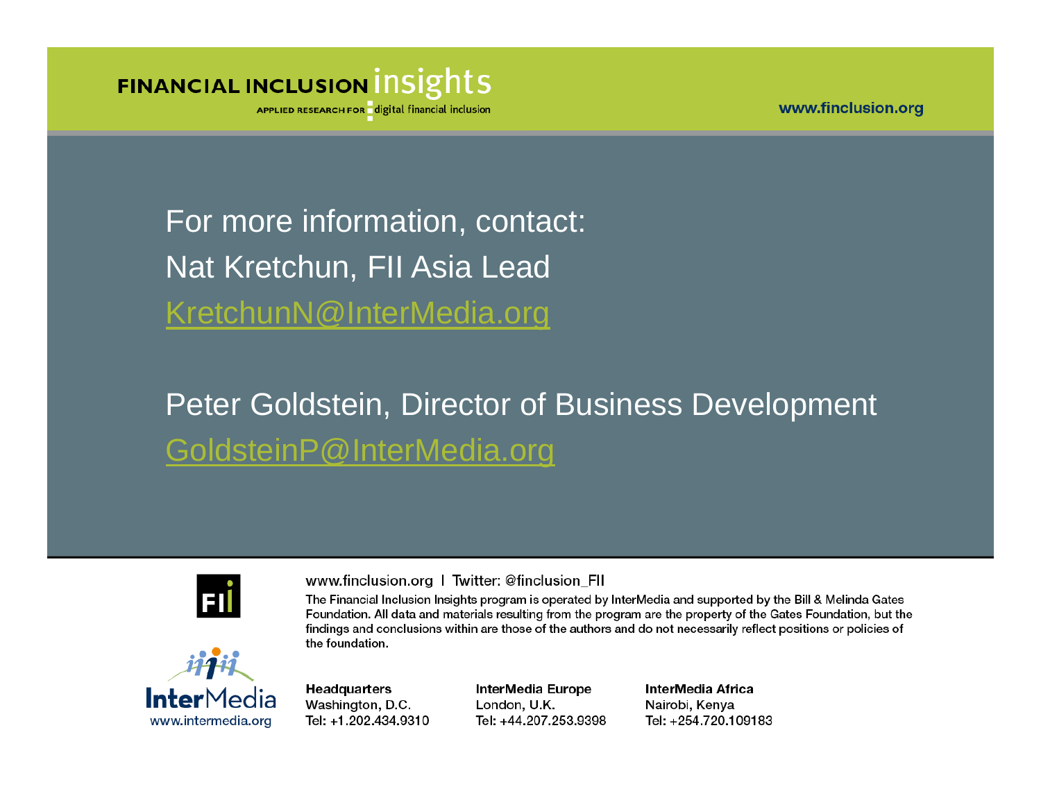FINANCIAL INCLUSION insights
APPLIED RESEARCH FOR digital financial inclusion

www.finclusion.org

For more information, contact:

Nat Kretchun, FII Asia Lead

KretchunN@InterMedia.org

Peter Goldstein, Director of Business Development

GoldsteinP@InterMedia.org

FII

InterMedia
www.intermedia.org

www.finclusion.org | Twitter: @finclusion_FII

The Financial Inclusion Insights program is operated by InterMedia and supported by the Bill & Melinda Gates Foundation. All data and materials resulting from the program are the property of the Gates Foundation, but the findings and conclusions within are those of the authors and do not necessarily reflect positions or policies of the foundation.

**Headquarters**
Washington, D.C.
Tel: +1.202.434.9310

**InterMedia Europe**
London, U.K.
Tel: +44.207.253.9398

**InterMedia Africa**
Nairobi, Kenya
Tel: +254.720.109183